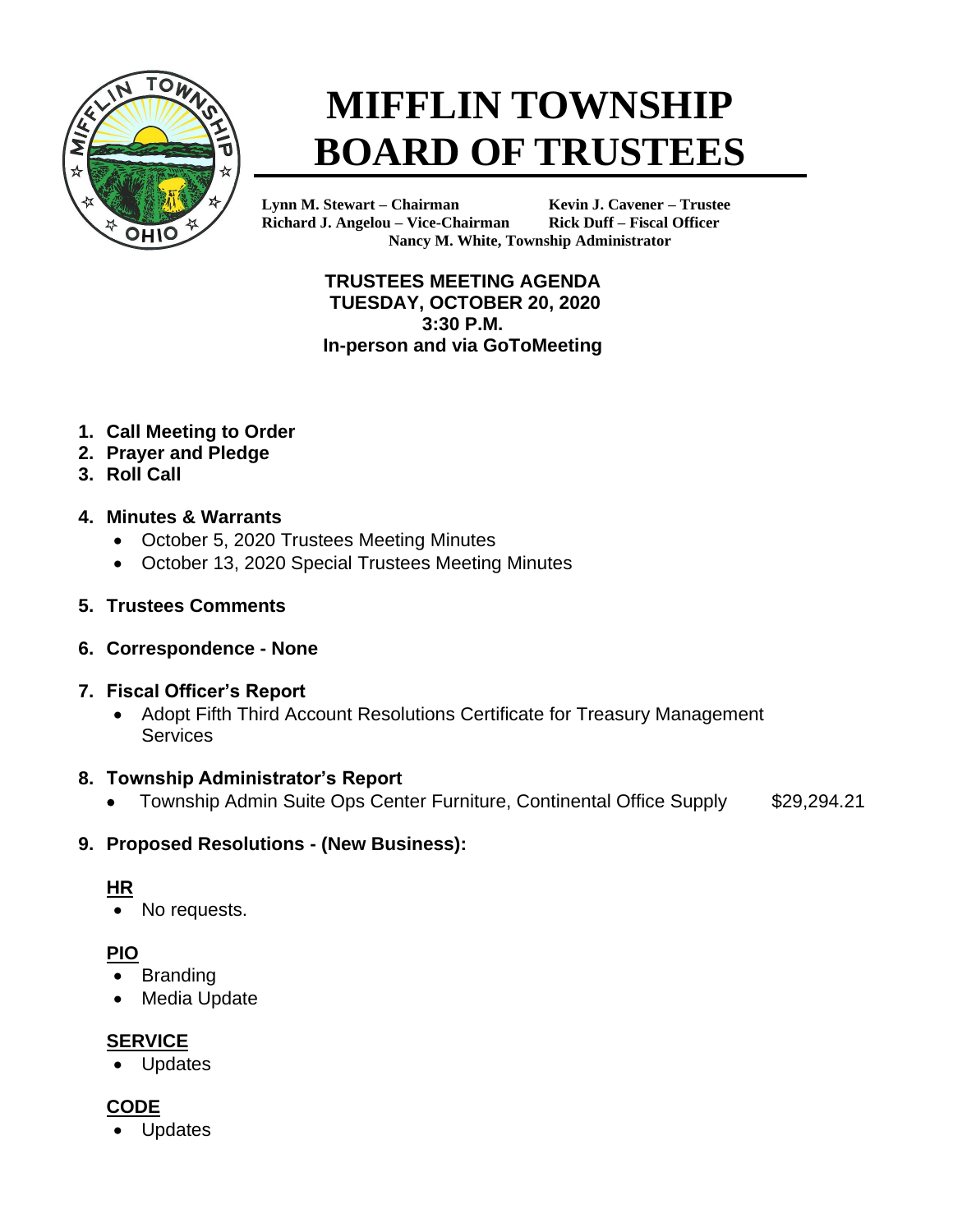# MIFFLIN TOWNSHIP BOARD OF TRUSTEES

**Lynn M. Stewart – Chairman**
**Richard J. Angelou – Vice-Chairman**
**Kevin J. Cavener – Trustee**
**Rick Duff – Fiscal Officer**
**Nancy M. White, Township Administrator**

**TRUSTEES MEETING AGENDA**
**TUESDAY, OCTOBER 20, 2020**
**3:30 P.M.**
**In-person and via GoToMeeting**

1. **Call Meeting to Order**
2. **Prayer and Pledge**
3. **Roll Call**
4. **Minutes & Warrants**
   - October 5, 2020 Trustees Meeting Minutes
   - October 13, 2020 Special Trustees Meeting Minutes
5. **Trustees Comments**
6. **Correspondence - None**
7. **Fiscal Officer's Report**
   - Adopt Fifth Third Account Resolutions Certificate for Treasury Management Services
8. **Township Administrator's Report**
   - Township Admin Suite Ops Center Furniture, Continental Office Supply $29,294.21
9. **Proposed Resolutions - (New Business):**

**HR**
- No requests.

**PIO**
- Branding
- Media Update

**SERVICE**
- Updates

**CODE**
- Updates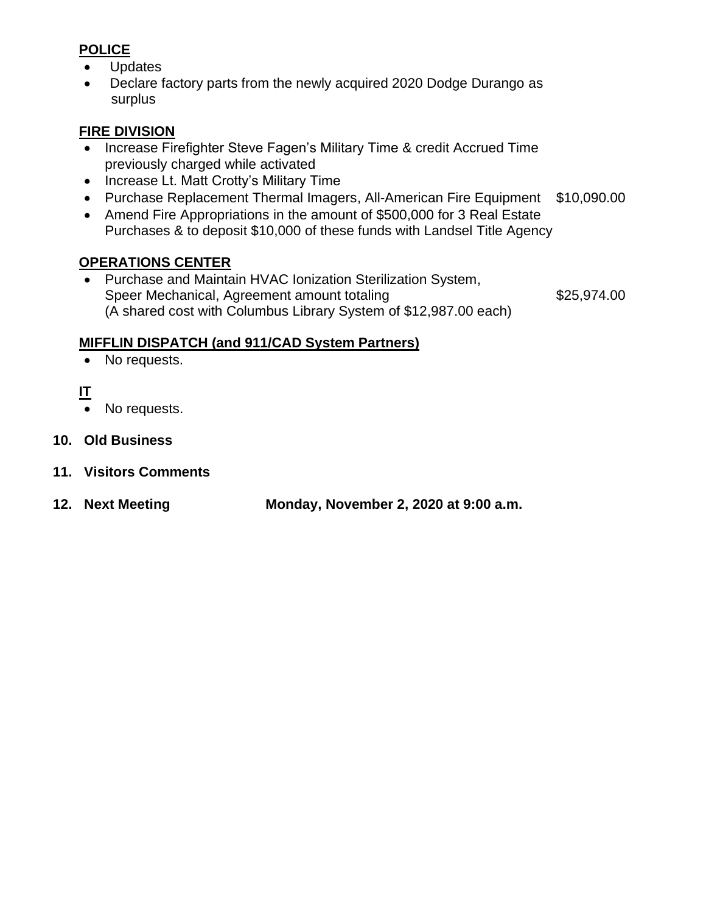**POLICE**

- Updates
- Declare factory parts from the newly acquired 2020 Dodge Durango as surplus

**FIRE DIVISION**

- Increase Firefighter Steve Fagen's Military Time & credit Accrued Time previously charged while activated
- Increase Lt. Matt Crotty's Military Time
- Purchase Replacement Thermal Imagers, All-American Fire Equipment $10,090.00
- Amend Fire Appropriations in the amount of $500,000 for 3 Real Estate Purchases & to deposit $10,000 of these funds with Landsel Title Agency

**OPERATIONS CENTER**

- Purchase and Maintain HVAC Ionization Sterilization System, Speer Mechanical, Agreement amount totaling $25,974.00 (A shared cost with Columbus Library System of $12,987.00 each)

**MIFFLIN DISPATCH (and 911/CAD System Partners)**

- No requests.

**IT**

- No requests.

**10. Old Business**

**11. Visitors Comments**

**12. Next Meeting Monday, November 2, 2020 at 9:00 a.m.**